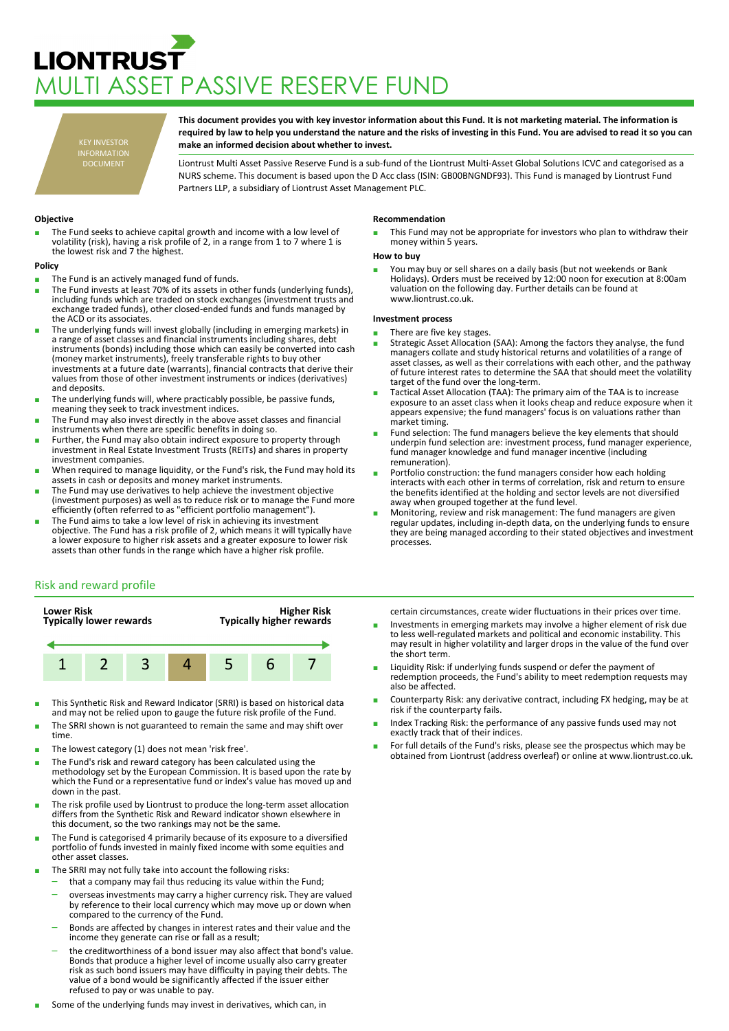# LIONTRUST

# MULTI ASSET PASSIVE RESERVE FUND

KEY INVESTOR INFORMATION DOCUMENT

**This document provides you with key investor information about this Fund. It is not marketing material. The information is required by law to help you understand the nature and the risks of investing in this Fund. You are advised to read it so you can make an informed decision about whether to invest.**

Liontrust Multi Asset Passive Reserve Fund is a sub-fund of the Liontrust Multi-Asset Global Solutions ICVC and categorised as a NURS scheme. This document is based upon the D Acc class (ISIN: GB00BNGNDF93). This Fund is managed by Liontrust Fund Partners LLP, a subsidiary of Liontrust Asset Management PLC.

### Objective

- The Fund seeks to achieve capital growth and income with a low level of volatility (risk), having a risk profile of 2, in a range from 1 to 7 where 1 is the lowest risk and 7 the highest.

### Policy

- The Fund is an actively managed fund of funds.
- The Fund invests at least 70% of its assets in other funds (underlying funds), including funds which are traded on stock exchanges (investment trusts and exchange traded funds), other closed-ended funds and funds managed by the ACD or its associates.
- The underlying funds will invest globally (including in emerging markets) in a range of asset classes and financial instruments including shares, debt instruments (bonds) including those which can easily be converted into cash (money market instruments), freely transferable rights to buy other investments at a future date (warrants), financial contracts that derive their values from those of other investment instruments or indices (derivatives) and deposits.
- The underlying funds will, where practicably possible, be passive funds, meaning they seek to track investment indices.
- The Fund may also invest directly in the above asset classes and financial instruments when there are specific benefits in doing so.
- Further, the Fund may also obtain indirect exposure to property through investment in Real Estate Investment Trusts (REITs) and shares in property investment companies.
- When required to manage liquidity, or the Fund's risk, the Fund may hold its assets in cash or deposits and money market instruments.
- The Fund may use derivatives to help achieve the investment objective (investment purposes) as well as to reduce risk or to manage the Fund more efficiently (often referred to as "efficient portfolio management").
- The Fund aims to take a low level of risk in achieving its investment objective. The Fund has a risk profile of 2, which means it will typically have a lower exposure to higher risk assets and a greater exposure to lower risk assets than other funds in the range which have a higher risk profile.

### Recommendation

- This Fund may not be appropriate for investors who plan to withdraw their money within 5 years.

### How to buy

- You may buy or sell shares on a daily basis (but not weekends or Bank Holidays). Orders must be received by 12:00 noon for execution at 8:00am valuation on the following day. Further details can be found at www.liontrust.co.uk.

### Investment process

- There are five key stages.
- Strategic Asset Allocation (SAA): Among the factors they analyse, the fund managers collate and study historical returns and volatilities of a range of asset classes, as well as their correlations with each other, and the pathway of future interest rates to determine the SAA that should meet the volatility target of the fund over the long-term.
- Tactical Asset Allocation (TAA): The primary aim of the TAA is to increase exposure to an asset class when it looks cheap and reduce exposure when it appears expensive; the fund managers' focus is on valuations rather than market timing.
- Fund selection: The fund managers believe the key elements that should underpin fund selection are: investment process, fund manager experience, fund manager knowledge and fund manager incentive (including remuneration).
- Portfolio construction: the fund managers consider how each holding interacts with each other in terms of correlation, risk and return to ensure the benefits identified at the holding and sector levels are not diversified away when grouped together at the fund level.
- Monitoring, review and risk management: The fund managers are given regular updates, including in-depth data, on the underlying funds to ensure they are being managed according to their stated objectives and investment processes.

## Risk and reward profile

| Lower Risk<br>Typically lower rewards | | | | | | Higher Risk<br>Typically higher rewards |
|---|---|---|---|---|---|---|
| 1 | 2 | 3 | **4** | 5 | 6 | 7 |

- This Synthetic Risk and Reward Indicator (SRRI) is based on historical data and may not be relied upon to gauge the future risk profile of the Fund.
- The SRRI shown is not guaranteed to remain the same and may shift over time.
- The lowest category (1) does not mean 'risk free'.
- The Fund's risk and reward category has been calculated using the methodology set by the European Commission. It is based upon the rate by which the Fund or a representative fund or index's value has moved up and down in the past.
- The risk profile used by Liontrust to produce the long-term asset allocation differs from the Synthetic Risk and Reward indicator shown elsewhere in this document, so the two rankings may not be the same.
- The Fund is categorised 4 primarily because of its exposure to a diversified portfolio of funds invested in mainly fixed income with some equities and other asset classes.
- The SRRI may not fully take into account the following risks:
  - that a company may fail thus reducing its value within the Fund;
  - overseas investments may carry a higher currency risk. They are valued by reference to their local currency which may move up or down when compared to the currency of the Fund.
  - Bonds are affected by changes in interest rates and their value and the income they generate can rise or fall as a result;
  - the creditworthiness of a bond issuer may also affect that bond's value. Bonds that produce a higher level of income usually also carry greater risk as such bond issuers may have difficulty in paying their debts. The value of a bond would be significantly affected if the issuer either refused to pay or was unable to pay.
- Some of the underlying funds may invest in derivatives, which can, in certain circumstances, create wider fluctuations in their prices over time.
- Investments in emerging markets may involve a higher element of risk due to less well-regulated markets and political and economic instability. This may result in higher volatility and larger drops in the value of the fund over the short term.
- Liquidity Risk: if underlying funds suspend or defer the payment of redemption proceeds, the Fund's ability to meet redemption requests may also be affected.
- Counterparty Risk: any derivative contract, including FX hedging, may be at risk if the counterparty fails.
- Index Tracking Risk: the performance of any passive funds used may not exactly track that of their indices.
- For full details of the Fund's risks, please see the prospectus which may be obtained from Liontrust (address overleaf) or online at www.liontrust.co.uk.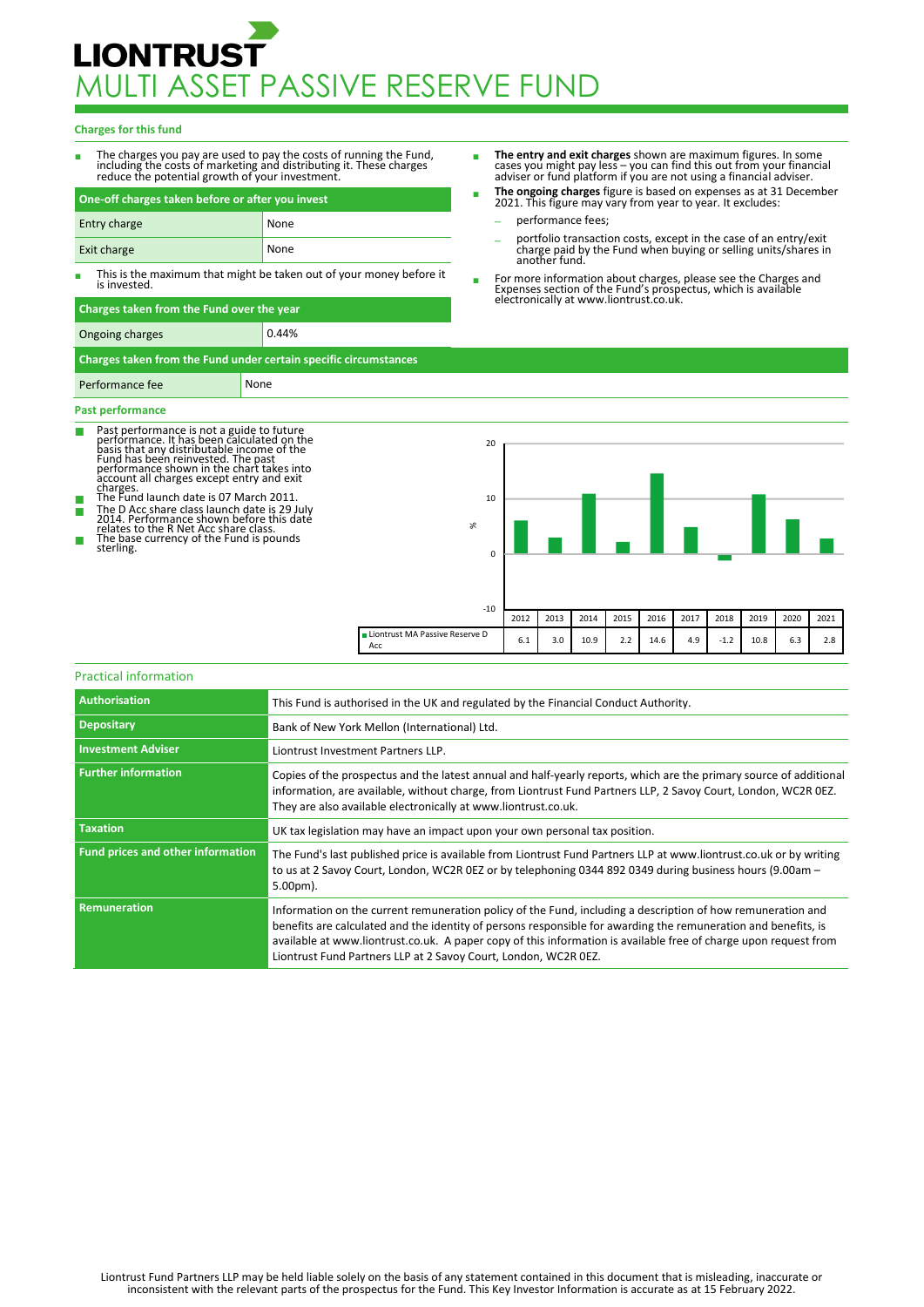# LIONTRUST
# MULTI ASSET PASSIVE RESERVE FUND

### Charges for this fund

- The charges you pay are used to pay the costs of running the Fund, including the costs of marketing and distributing it. These charges reduce the potential growth of your investment.

| One-off charges taken before or after you invest | |
|---|---|
| Entry charge | None |
| Exit charge | None |

- This is the maximum that might be taken out of your money before it is invested.

| Charges taken from the Fund over the year | |
|---|---|
| Ongoing charges | 0.44% |

- **The entry and exit charges** shown are maximum figures. In some cases you might pay less – you can find this out from your financial adviser or fund platform if you are not using a financial adviser.
- **The ongoing charges** figure is based on expenses as at 31 December 2021. This figure may vary from year to year. It excludes:
  - performance fees;
  - portfolio transaction costs, except in the case of an entry/exit charge paid by the Fund when buying or selling units/shares in another fund.
- For more information about charges, please see the Charges and Expenses section of the Fund's prospectus, which is available electronically at www.liontrust.co.uk.

| Charges taken from the Fund under certain specific circumstances | |
|---|---|
| Performance fee | None |

### Past performance

- Past performance is not a guide to future performance. It has been calculated on the basis that any distributable income of the Fund has been reinvested. The past performance shown in the chart takes into account all charges except entry and exit charges.
- The Fund launch date is 07 March 2011.
- The D Acc share class launch date is 29 July 2014. Performance shown before this date relates to the R Net Acc share class.
- The base currency of the Fund is pounds sterling.

20
10
0
-10
%

2012 2013 2014 2015 2016 2017 2018 2019 2020 2021

Liontrust MA Passive Reserve D Acc: 6.1 3.0 10.9 2.2 14.6 4.9 -1.2 10.8 6.3 2.8

### Practical information

| | |
|---|---|
| **Authorisation** | This Fund is authorised in the UK and regulated by the Financial Conduct Authority. |
| **Depositary** | Bank of New York Mellon (International) Ltd. |
| **Investment Adviser** | Liontrust Investment Partners LLP. |
| **Further information** | Copies of the prospectus and the latest annual and half-yearly reports, which are the primary source of additional information, are available, without charge, from Liontrust Fund Partners LLP, 2 Savoy Court, London, WC2R 0EZ. They are also available electronically at www.liontrust.co.uk. |
| **Taxation** | UK tax legislation may have an impact upon your own personal tax position. |
| **Fund prices and other information** | The Fund's last published price is available from Liontrust Fund Partners LLP at www.liontrust.co.uk or by writing to us at 2 Savoy Court, London, WC2R 0EZ or by telephoning 0344 892 0349 during business hours (9.00am – 5.00pm). |
| **Remuneration** | Information on the current remuneration policy of the Fund, including a description of how remuneration and benefits are calculated and the identity of persons responsible for awarding the remuneration and benefits, is available at www.liontrust.co.uk. A paper copy of this information is available free of charge upon request from Liontrust Fund Partners LLP at 2 Savoy Court, London, WC2R 0EZ. |

Liontrust Fund Partners LLP may be held liable solely on the basis of any statement contained in this document that is misleading, inaccurate or inconsistent with the relevant parts of the prospectus for the Fund. This Key Investor Information is accurate as at 15 February 2022.